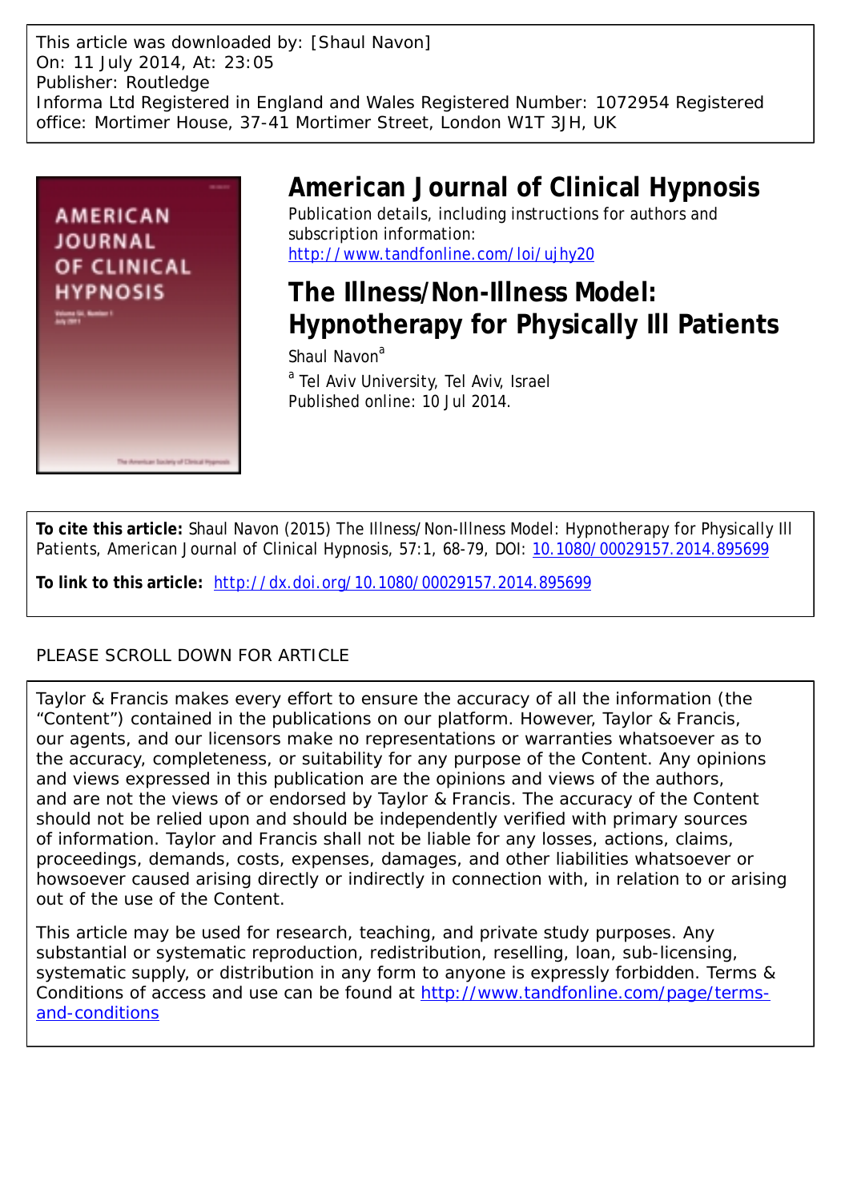This article was downloaded by: [Shaul Navon]
On: 11 July 2014, At: 23:05
Publisher: Routledge
Informa Ltd Registered in England and Wales Registered Number: 1072954 Registered office: Mortimer House, 37-41 Mortimer Street, London W1T 3JH, UK

# American Journal of Clinical Hypnosis

Publication details, including instructions for authors and subscription information:
http://www.tandfonline.com/loi/ujhy20

# The Illness/Non-Illness Model: Hypnotherapy for Physically Ill Patients

Shaul Navon[a]

[a] Tel Aviv University, Tel Aviv, Israel

Published online: 10 Jul 2014.

**To cite this article:** Shaul Navon (2015) The Illness/Non-Illness Model: Hypnotherapy for Physically Ill Patients, American Journal of Clinical Hypnosis, 57:1, 68-79, DOI: 10.1080/00029157.2014.895699

**To link to this article:** http://dx.doi.org/10.1080/00029157.2014.895699

PLEASE SCROLL DOWN FOR ARTICLE

Taylor & Francis makes every effort to ensure the accuracy of all the information (the "Content") contained in the publications on our platform. However, Taylor & Francis, our agents, and our licensors make no representations or warranties whatsoever as to the accuracy, completeness, or suitability for any purpose of the Content. Any opinions and views expressed in this publication are the opinions and views of the authors, and are not the views of or endorsed by Taylor & Francis. The accuracy of the Content should not be relied upon and should be independently verified with primary sources of information. Taylor and Francis shall not be liable for any losses, actions, claims, proceedings, demands, costs, expenses, damages, and other liabilities whatsoever or howsoever caused arising directly or indirectly in connection with, in relation to or arising out of the use of the Content.

This article may be used for research, teaching, and private study purposes. Any substantial or systematic reproduction, redistribution, reselling, loan, sub-licensing, systematic supply, or distribution in any form to anyone is expressly forbidden. Terms & Conditions of access and use can be found at http://www.tandfonline.com/page/terms-and-conditions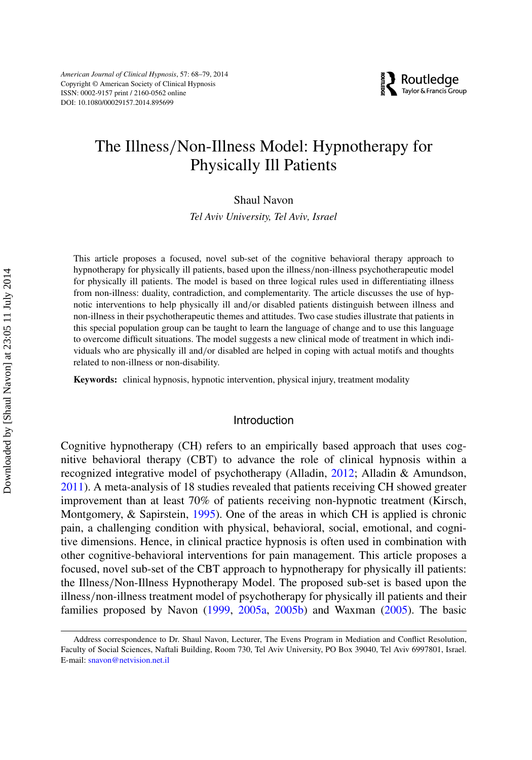# The Illness/Non-Illness Model: Hypnotherapy for Physically Ill Patients

Shaul Navon

*Tel Aviv University, Tel Aviv, Israel*

This article proposes a focused, novel sub-set of the cognitive behavioral therapy approach to hypnotherapy for physically ill patients, based upon the illness/non-illness psychotherapeutic model for physically ill patients. The model is based on three logical rules used in differentiating illness from non-illness: duality, contradiction, and complementarity. The article discusses the use of hypnotic interventions to help physically ill and/or disabled patients distinguish between illness and non-illness in their psychotherapeutic themes and attitudes. Two case studies illustrate that patients in this special population group can be taught to learn the language of change and to use this language to overcome difficult situations. The model suggests a new clinical mode of treatment in which individuals who are physically ill and/or disabled are helped in coping with actual motifs and thoughts related to non-illness or non-disability.

**Keywords:** clinical hypnosis, hypnotic intervention, physical injury, treatment modality

## Introduction

Cognitive hypnotherapy (CH) refers to an empirically based approach that uses cognitive behavioral therapy (CBT) to advance the role of clinical hypnosis within a recognized integrative model of psychotherapy (Alladin, 2012; Alladin & Amundson, 2011). A meta-analysis of 18 studies revealed that patients receiving CH showed greater improvement than at least 70% of patients receiving non-hypnotic treatment (Kirsch, Montgomery, & Sapirstein, 1995). One of the areas in which CH is applied is chronic pain, a challenging condition with physical, behavioral, social, emotional, and cognitive dimensions. Hence, in clinical practice hypnosis is often used in combination with other cognitive-behavioral interventions for pain management. This article proposes a focused, novel sub-set of the CBT approach to hypnotherapy for physically ill patients: the Illness/Non-Illness Hypnotherapy Model. The proposed sub-set is based upon the illness/non-illness treatment model of psychotherapy for physically ill patients and their families proposed by Navon (1999, 2005a, 2005b) and Waxman (2005). The basic

Address correspondence to Dr. Shaul Navon, Lecturer, The Evens Program in Mediation and Conflict Resolution, Faculty of Social Sciences, Naftali Building, Room 730, Tel Aviv University, PO Box 39040, Tel Aviv 6997801, Israel. E-mail: snavon@netvision.net.il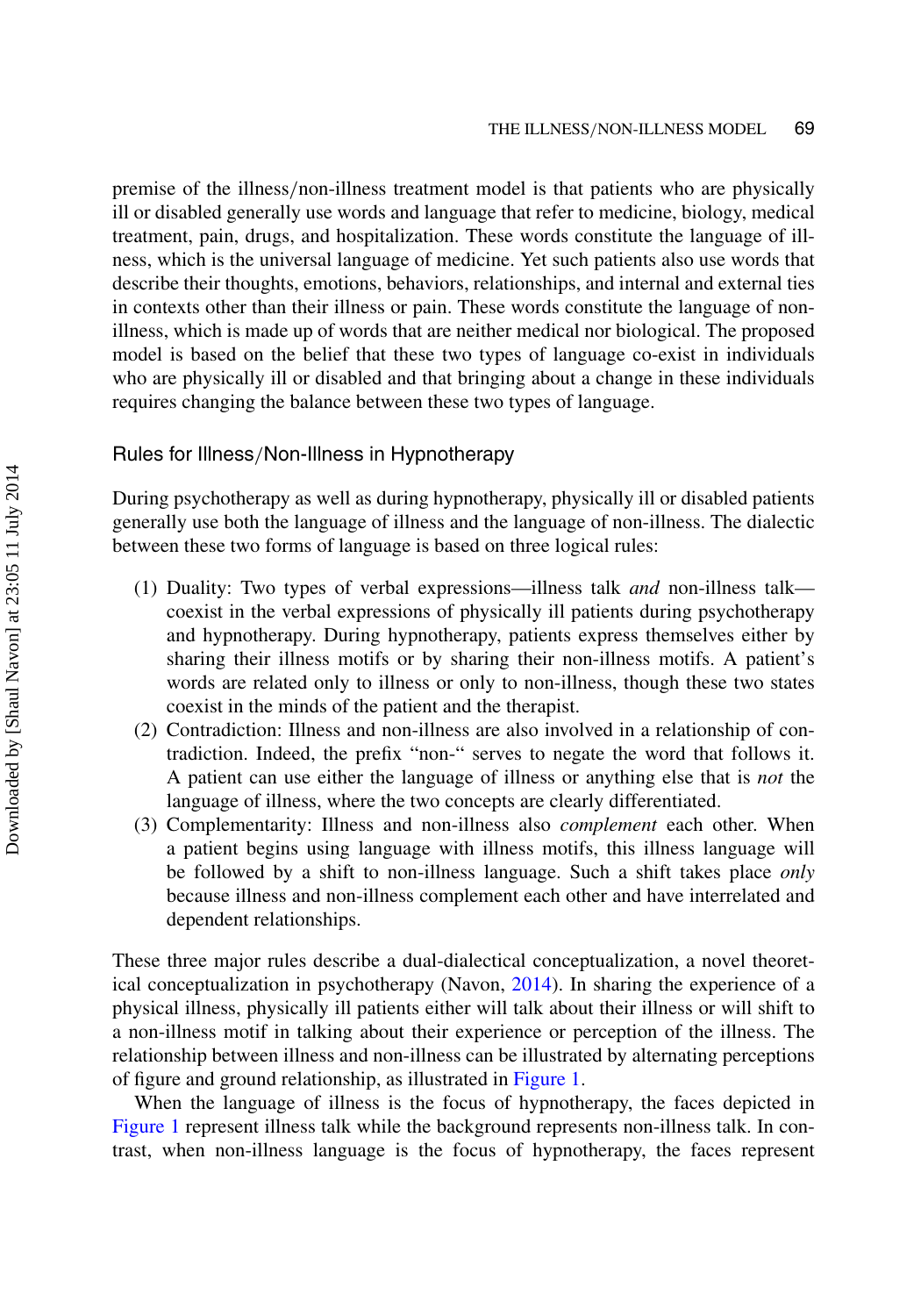premise of the illness/non-illness treatment model is that patients who are physically ill or disabled generally use words and language that refer to medicine, biology, medical treatment, pain, drugs, and hospitalization. These words constitute the language of illness, which is the universal language of medicine. Yet such patients also use words that describe their thoughts, emotions, behaviors, relationships, and internal and external ties in contexts other than their illness or pain. These words constitute the language of non-illness, which is made up of words that are neither medical nor biological. The proposed model is based on the belief that these two types of language co-exist in individuals who are physically ill or disabled and that bringing about a change in these individuals requires changing the balance between these two types of language.

## Rules for Illness/Non-Illness in Hypnotherapy

During psychotherapy as well as during hypnotherapy, physically ill or disabled patients generally use both the language of illness and the language of non-illness. The dialectic between these two forms of language is based on three logical rules:

1. Duality: Two types of verbal expressions—illness talk *and* non-illness talk—coexist in the verbal expressions of physically ill patients during psychotherapy and hypnotherapy. During hypnotherapy, patients express themselves either by sharing their illness motifs or by sharing their non-illness motifs. A patient's words are related only to illness or only to non-illness, though these two states coexist in the minds of the patient and the therapist.
2. Contradiction: Illness and non-illness are also involved in a relationship of contradiction. Indeed, the prefix "non-" serves to negate the word that follows it. A patient can use either the language of illness or anything else that is *not* the language of illness, where the two concepts are clearly differentiated.
3. Complementarity: Illness and non-illness also *complement* each other. When a patient begins using language with illness motifs, this illness language will be followed by a shift to non-illness language. Such a shift takes place *only* because illness and non-illness complement each other and have interrelated and dependent relationships.

These three major rules describe a dual-dialectical conceptualization, a novel theoretical conceptualization in psychotherapy (Navon, 2014). In sharing the experience of a physical illness, physically ill patients either will talk about their illness or will shift to a non-illness motif in talking about their experience or perception of the illness. The relationship between illness and non-illness can be illustrated by alternating perceptions of figure and ground relationship, as illustrated in Figure 1.

When the language of illness is the focus of hypnotherapy, the faces depicted in Figure 1 represent illness talk while the background represents non-illness talk. In contrast, when non-illness language is the focus of hypnotherapy, the faces represent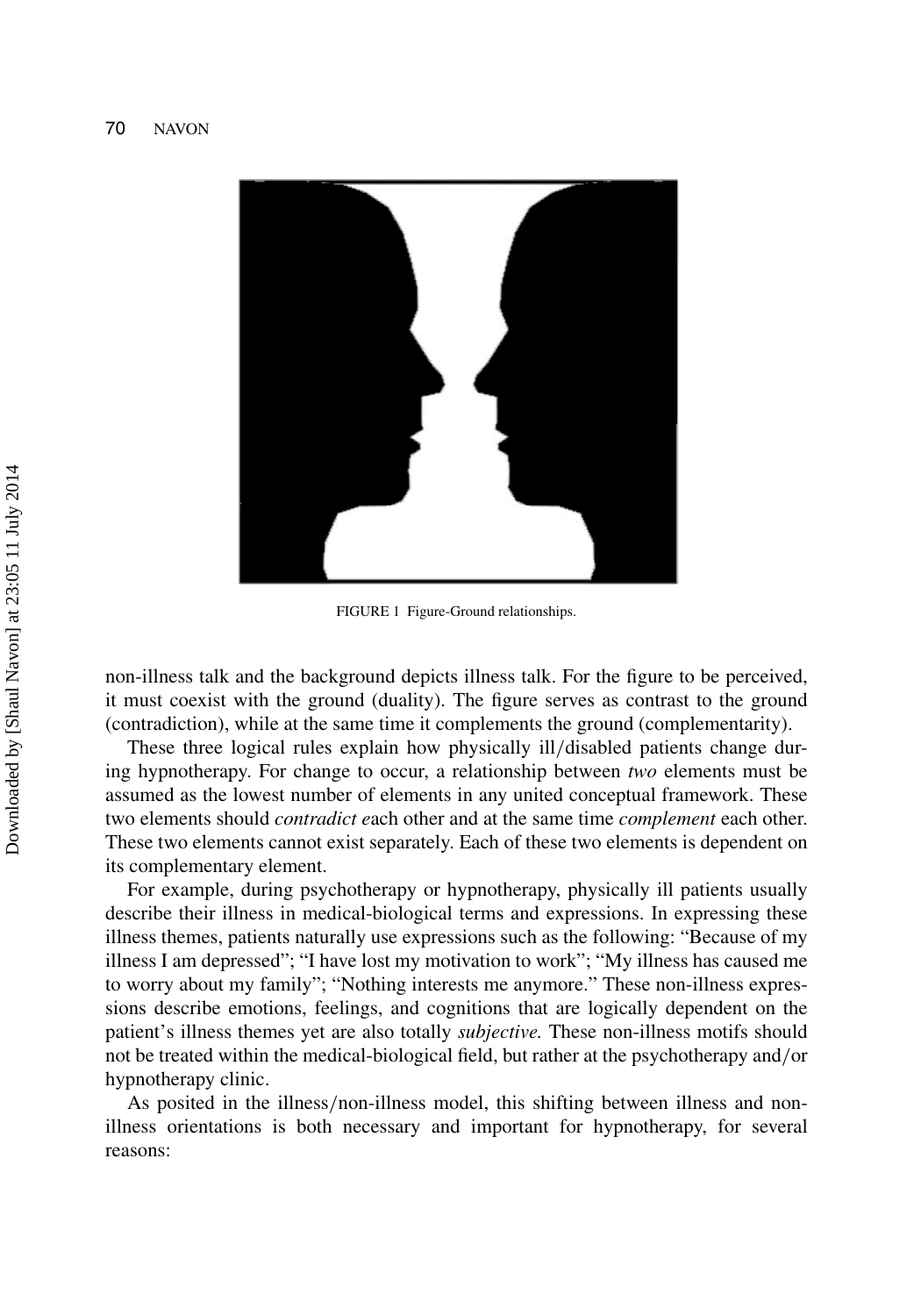FIGURE 1 Figure-Ground relationships.

non-illness talk and the background depicts illness talk. For the figure to be perceived, it must coexist with the ground (duality). The figure serves as contrast to the ground (contradiction), while at the same time it complements the ground (complementarity).

These three logical rules explain how physically ill/disabled patients change during hypnotherapy. For change to occur, a relationship between *two* elements must be assumed as the lowest number of elements in any united conceptual framework. These two elements should *contradict e*ach other and at the same time *complement* each other. These two elements cannot exist separately. Each of these two elements is dependent on its complementary element.

For example, during psychotherapy or hypnotherapy, physically ill patients usually describe their illness in medical-biological terms and expressions. In expressing these illness themes, patients naturally use expressions such as the following: "Because of my illness I am depressed"; "I have lost my motivation to work"; "My illness has caused me to worry about my family"; "Nothing interests me anymore." These non-illness expressions describe emotions, feelings, and cognitions that are logically dependent on the patient's illness themes yet are also totally *subjective.* These non-illness motifs should not be treated within the medical-biological field, but rather at the psychotherapy and/or hypnotherapy clinic.

As posited in the illness/non-illness model, this shifting between illness and non-illness orientations is both necessary and important for hypnotherapy, for several reasons: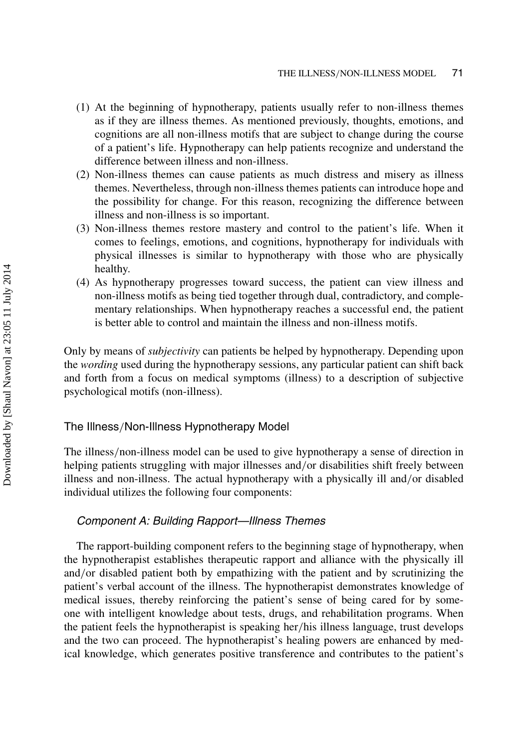(1) At the beginning of hypnotherapy, patients usually refer to non-illness themes as if they are illness themes. As mentioned previously, thoughts, emotions, and cognitions are all non-illness motifs that are subject to change during the course of a patient's life. Hypnotherapy can help patients recognize and understand the difference between illness and non-illness.
(2) Non-illness themes can cause patients as much distress and misery as illness themes. Nevertheless, through non-illness themes patients can introduce hope and the possibility for change. For this reason, recognizing the difference between illness and non-illness is so important.
(3) Non-illness themes restore mastery and control to the patient's life. When it comes to feelings, emotions, and cognitions, hypnotherapy for individuals with physical illnesses is similar to hypnotherapy with those who are physically healthy.
(4) As hypnotherapy progresses toward success, the patient can view illness and non-illness motifs as being tied together through dual, contradictory, and complementary relationships. When hypnotherapy reaches a successful end, the patient is better able to control and maintain the illness and non-illness motifs.

Only by means of *subjectivity* can patients be helped by hypnotherapy. Depending upon the *wording* used during the hypnotherapy sessions, any particular patient can shift back and forth from a focus on medical symptoms (illness) to a description of subjective psychological motifs (non-illness).

## The Illness/Non-Illness Hypnotherapy Model

The illness/non-illness model can be used to give hypnotherapy a sense of direction in helping patients struggling with major illnesses and/or disabilities shift freely between illness and non-illness. The actual hypnotherapy with a physically ill and/or disabled individual utilizes the following four components:

### *Component A: Building Rapport—Illness Themes*

The rapport-building component refers to the beginning stage of hypnotherapy, when the hypnotherapist establishes therapeutic rapport and alliance with the physically ill and/or disabled patient both by empathizing with the patient and by scrutinizing the patient's verbal account of the illness. The hypnotherapist demonstrates knowledge of medical issues, thereby reinforcing the patient's sense of being cared for by someone with intelligent knowledge about tests, drugs, and rehabilitation programs. When the patient feels the hypnotherapist is speaking her/his illness language, trust develops and the two can proceed. The hypnotherapist's healing powers are enhanced by medical knowledge, which generates positive transference and contributes to the patient's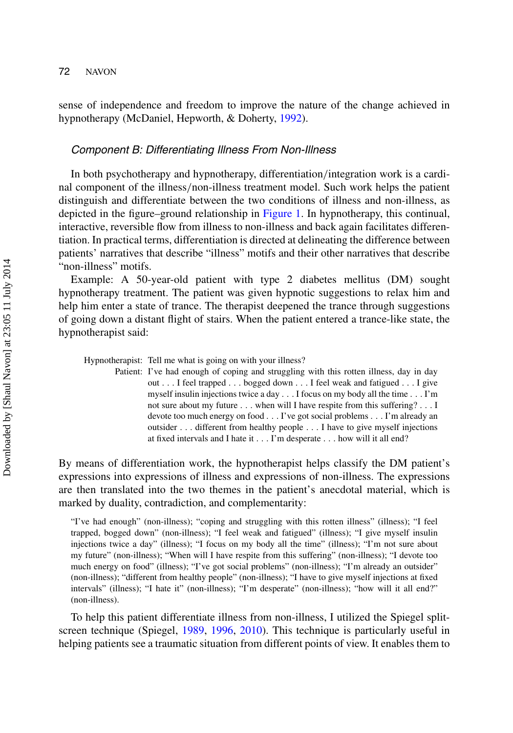sense of independence and freedom to improve the nature of the change achieved in hypnotherapy (McDaniel, Hepworth, & Doherty, 1992).

### *Component B: Differentiating Illness From Non-Illness*

In both psychotherapy and hypnotherapy, differentiation/integration work is a cardinal component of the illness/non-illness treatment model. Such work helps the patient distinguish and differentiate between the two conditions of illness and non-illness, as depicted in the figure–ground relationship in Figure 1. In hypnotherapy, this continual, interactive, reversible flow from illness to non-illness and back again facilitates differentiation. In practical terms, differentiation is directed at delineating the difference between patients' narratives that describe "illness" motifs and their other narratives that describe "non-illness" motifs.

Example: A 50-year-old patient with type 2 diabetes mellitus (DM) sought hypnotherapy treatment. The patient was given hypnotic suggestions to relax him and help him enter a state of trance. The therapist deepened the trance through suggestions of going down a distant flight of stairs. When the patient entered a trance-like state, the hypnotherapist said:

> Hypnotherapist: Tell me what is going on with your illness?
>
> Patient: I've had enough of coping and struggling with this rotten illness, day in day out . . . I feel trapped . . . bogged down . . . I feel weak and fatigued . . . I give myself insulin injections twice a day . . . I focus on my body all the time . . . I'm not sure about my future . . . when will I have respite from this suffering? . . . I devote too much energy on food . . . I've got social problems . . . I'm already an outsider . . . different from healthy people . . . I have to give myself injections at fixed intervals and I hate it . . . I'm desperate . . . how will it all end?

By means of differentiation work, the hypnotherapist helps classify the DM patient's expressions into expressions of illness and expressions of non-illness. The expressions are then translated into the two themes in the patient's anecdotal material, which is marked by duality, contradiction, and complementarity:

> "I've had enough" (non-illness); "coping and struggling with this rotten illness" (illness); "I feel trapped, bogged down" (non-illness); "I feel weak and fatigued" (illness); "I give myself insulin injections twice a day" (illness); "I focus on my body all the time" (illness); "I'm not sure about my future" (non-illness); "When will I have respite from this suffering" (non-illness); "I devote too much energy on food" (illness); "I've got social problems" (non-illness); "I'm already an outsider" (non-illness); "different from healthy people" (non-illness); "I have to give myself injections at fixed intervals" (illness); "I hate it" (non-illness); "I'm desperate" (non-illness); "how will it all end?" (non-illness).

To help this patient differentiate illness from non-illness, I utilized the Spiegel split-screen technique (Spiegel, 1989, 1996, 2010). This technique is particularly useful in helping patients see a traumatic situation from different points of view. It enables them to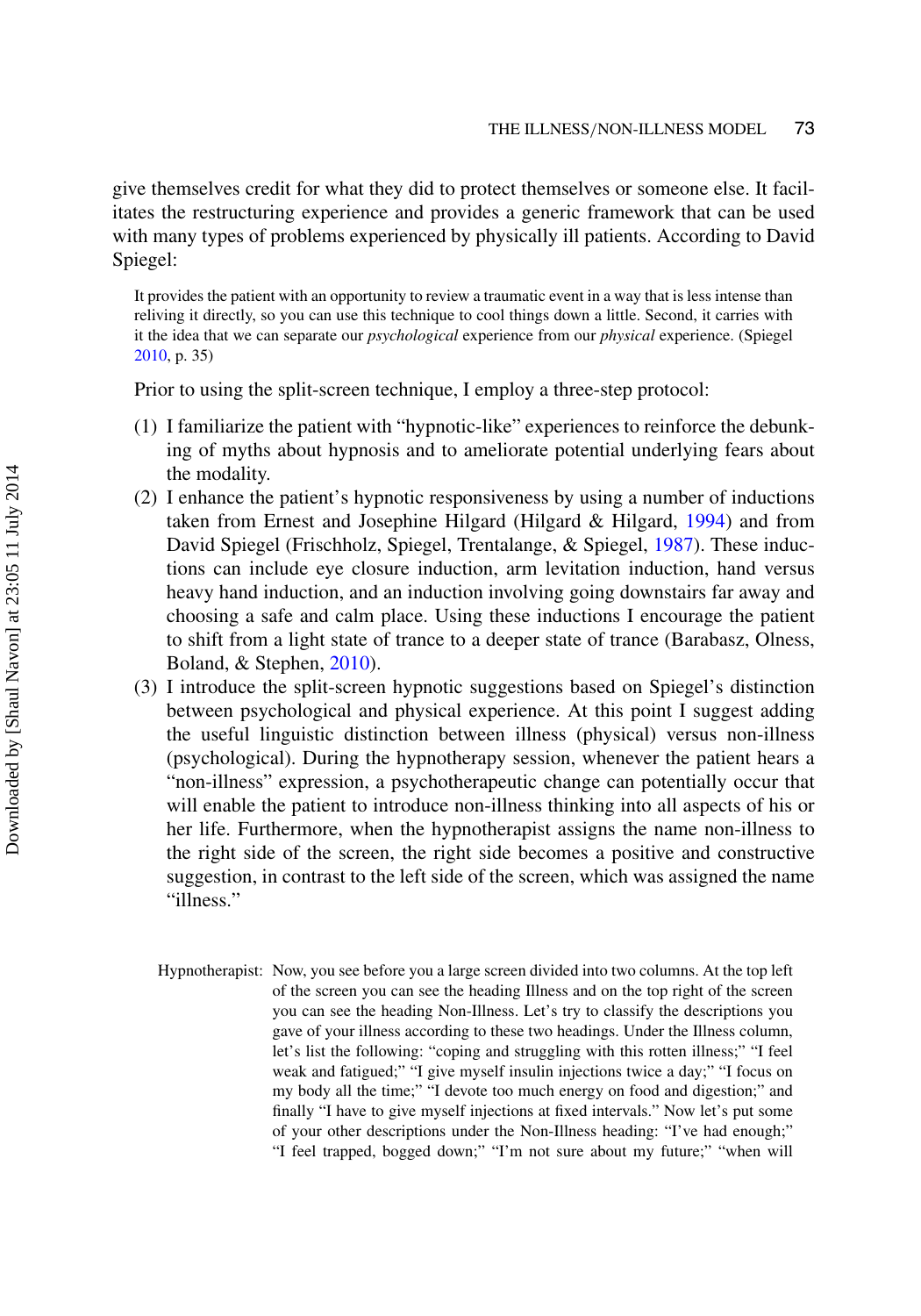give themselves credit for what they did to protect themselves or someone else. It facilitates the restructuring experience and provides a generic framework that can be used with many types of problems experienced by physically ill patients. According to David Spiegel:

> It provides the patient with an opportunity to review a traumatic event in a way that is less intense than reliving it directly, so you can use this technique to cool things down a little. Second, it carries with it the idea that we can separate our *psychological* experience from our *physical* experience. (Spiegel 2010, p. 35)

Prior to using the split-screen technique, I employ a three-step protocol:

1. I familiarize the patient with "hypnotic-like" experiences to reinforce the debunking of myths about hypnosis and to ameliorate potential underlying fears about the modality.
2. I enhance the patient's hypnotic responsiveness by using a number of inductions taken from Ernest and Josephine Hilgard (Hilgard & Hilgard, 1994) and from David Spiegel (Frischholz, Spiegel, Trentalange, & Spiegel, 1987). These inductions can include eye closure induction, arm levitation induction, hand versus heavy hand induction, and an induction involving going downstairs far away and choosing a safe and calm place. Using these inductions I encourage the patient to shift from a light state of trance to a deeper state of trance (Barabasz, Olness, Boland, & Stephen, 2010).
3. I introduce the split-screen hypnotic suggestions based on Spiegel's distinction between psychological and physical experience. At this point I suggest adding the useful linguistic distinction between illness (physical) versus non-illness (psychological). During the hypnotherapy session, whenever the patient hears a "non-illness" expression, a psychotherapeutic change can potentially occur that will enable the patient to introduce non-illness thinking into all aspects of his or her life. Furthermore, when the hypnotherapist assigns the name non-illness to the right side of the screen, the right side becomes a positive and constructive suggestion, in contrast to the left side of the screen, which was assigned the name "illness."

Hypnotherapist: Now, you see before you a large screen divided into two columns. At the top left of the screen you can see the heading Illness and on the top right of the screen you can see the heading Non-Illness. Let's try to classify the descriptions you gave of your illness according to these two headings. Under the Illness column, let's list the following: "coping and struggling with this rotten illness;" "I feel weak and fatigued;" "I give myself insulin injections twice a day;" "I focus on my body all the time;" "I devote too much energy on food and digestion;" and finally "I have to give myself injections at fixed intervals." Now let's put some of your other descriptions under the Non-Illness heading: "I've had enough;" "I feel trapped, bogged down;" "I'm not sure about my future;" "when will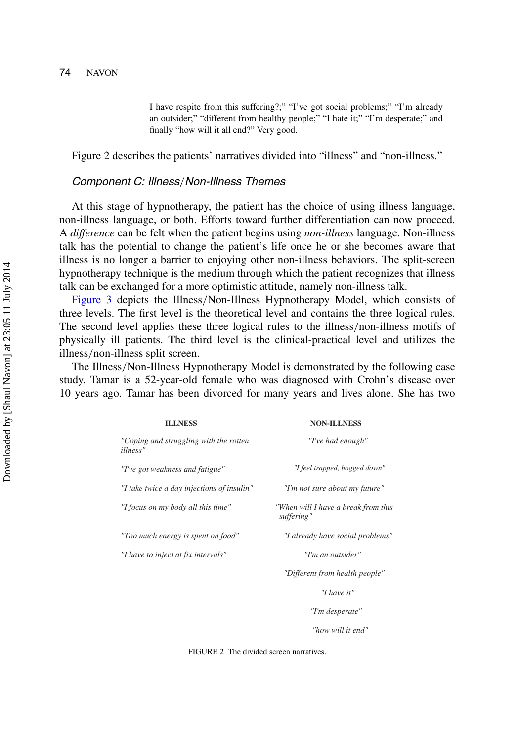I have respite from this suffering?;" "I've got social problems;" "I'm already an outsider;" "different from healthy people;" "I hate it;" "I'm desperate;" and finally "how will it all end?" Very good.

Figure 2 describes the patients' narratives divided into "illness" and "non-illness."

### *Component C: Illness/Non-Illness Themes*

At this stage of hypnotherapy, the patient has the choice of using illness language, non-illness language, or both. Efforts toward further differentiation can now proceed. A *difference* can be felt when the patient begins using *non-illness* language. Non-illness talk has the potential to change the patient's life once he or she becomes aware that illness is no longer a barrier to enjoying other non-illness behaviors. The split-screen hypnotherapy technique is the medium through which the patient recognizes that illness talk can be exchanged for a more optimistic attitude, namely non-illness talk.

Figure 3 depicts the Illness/Non-Illness Hypnotherapy Model, which consists of three levels. The first level is the theoretical level and contains the three logical rules. The second level applies these three logical rules to the illness/non-illness motifs of physically ill patients. The third level is the clinical-practical level and utilizes the illness/non-illness split screen.

The Illness/Non-Illness Hypnotherapy Model is demonstrated by the following case study. Tamar is a 52-year-old female who was diagnosed with Crohn's disease over 10 years ago. Tamar has been divorced for many years and lives alone. She has two

| ILLNESS | NON-ILLNESS |
|---|---|
| *"Coping and struggling with the rotten illness"* | *"I've had enough"* |
| *"I've got weakness and fatigue"* | *"I feel trapped, bogged down"* |
| *"I take twice a day injections of insulin"* | *"I'm not sure about my future"* |
| *"I focus on my body all this time"* | *"When will I have a break from this suffering"* |
| *"Too much energy is spent on food"* | *"I already have social problems"* |
| *"I have to inject at fix intervals"* | *"I'm an outsider"* |
| | *"Different from health people"* |
| | *"I have it"* |
| | *"I'm desperate"* |
| | *"how will it end"* |

FIGURE 2 The divided screen narratives.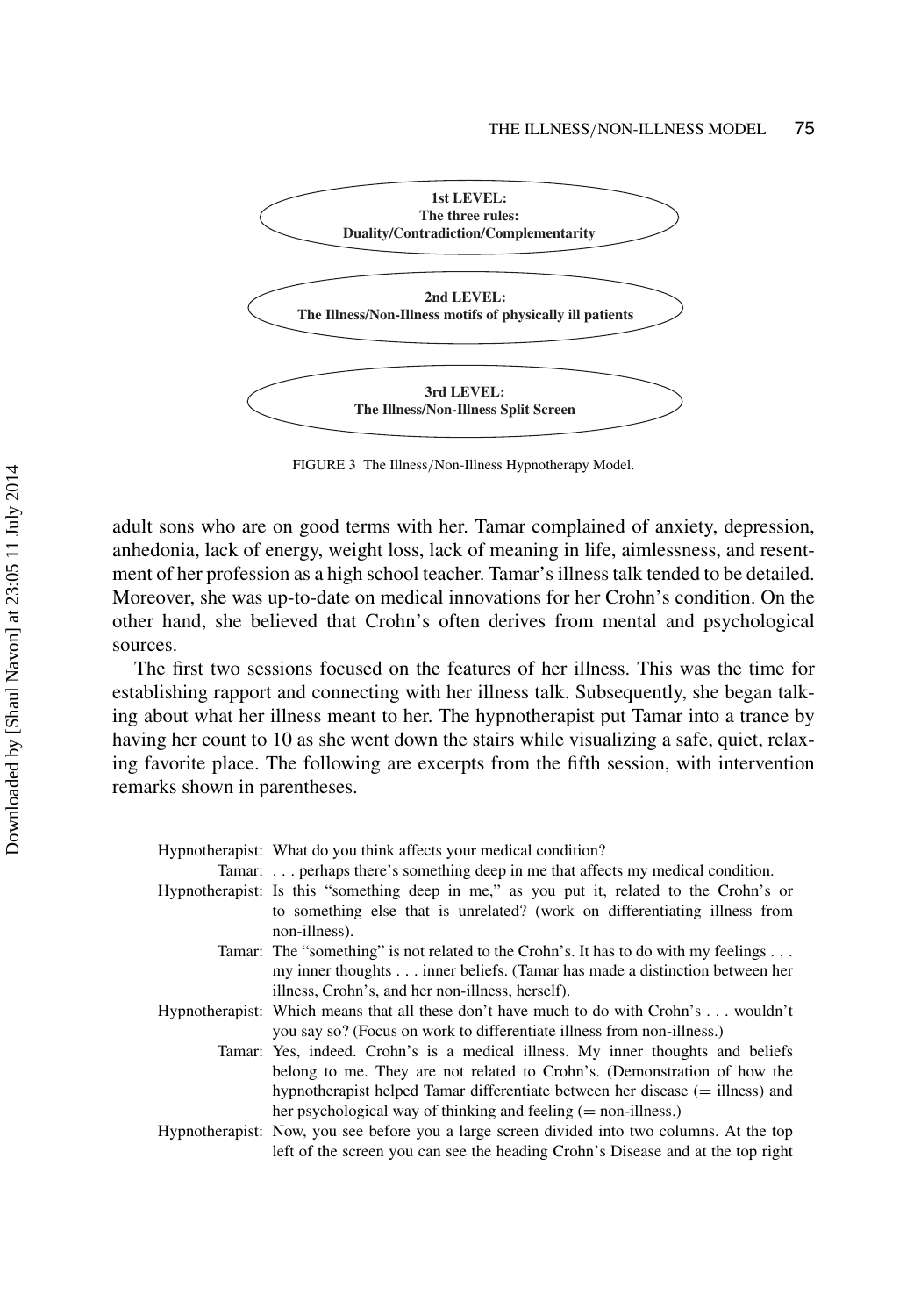1st LEVEL:
The three rules:
Duality/Contradiction/Complementarity

2nd LEVEL:
The Illness/Non-Illness motifs of physically ill patients

3rd LEVEL:
The Illness/Non-Illness Split Screen

FIGURE 3 The Illness/Non-Illness Hypnotherapy Model.

adult sons who are on good terms with her. Tamar complained of anxiety, depression, anhedonia, lack of energy, weight loss, lack of meaning in life, aimlessness, and resentment of her profession as a high school teacher. Tamar's illness talk tended to be detailed. Moreover, she was up-to-date on medical innovations for her Crohn's condition. On the other hand, she believed that Crohn's often derives from mental and psychological sources.

The first two sessions focused on the features of her illness. This was the time for establishing rapport and connecting with her illness talk. Subsequently, she began talking about what her illness meant to her. The hypnotherapist put Tamar into a trance by having her count to 10 as she went down the stairs while visualizing a safe, quiet, relaxing favorite place. The following are excerpts from the fifth session, with intervention remarks shown in parentheses.

Hypnotherapist: What do you think affects your medical condition?

Tamar: . . . perhaps there's something deep in me that affects my medical condition.

Hypnotherapist: Is this "something deep in me," as you put it, related to the Crohn's or to something else that is unrelated? (work on differentiating illness from non-illness).

Tamar: The "something" is not related to the Crohn's. It has to do with my feelings . . . my inner thoughts . . . inner beliefs. (Tamar has made a distinction between her illness, Crohn's, and her non-illness, herself).

Hypnotherapist: Which means that all these don't have much to do with Crohn's . . . wouldn't you say so? (Focus on work to differentiate illness from non-illness.)

Tamar: Yes, indeed. Crohn's is a medical illness. My inner thoughts and beliefs belong to me. They are not related to Crohn's. (Demonstration of how the hypnotherapist helped Tamar differentiate between her disease (= illness) and her psychological way of thinking and feeling (= non-illness.)

Hypnotherapist: Now, you see before you a large screen divided into two columns. At the top left of the screen you can see the heading Crohn's Disease and at the top right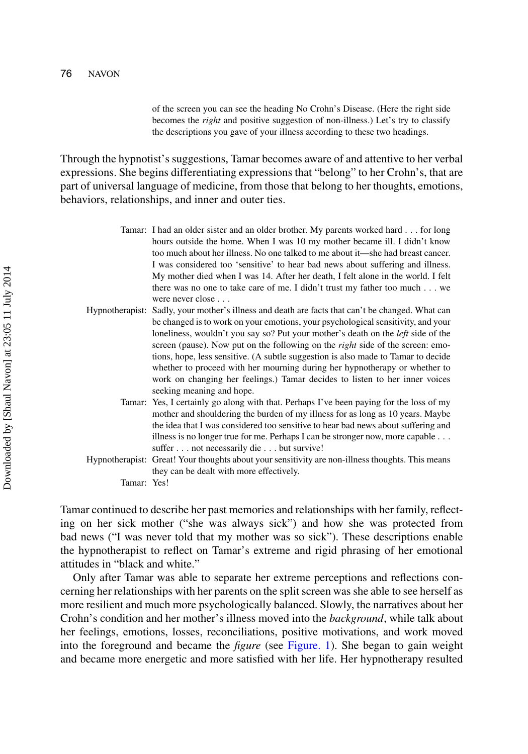of the screen you can see the heading No Crohn's Disease. (Here the right side becomes the *right* and positive suggestion of non-illness.) Let's try to classify the descriptions you gave of your illness according to these two headings.

Through the hypnotist's suggestions, Tamar becomes aware of and attentive to her verbal expressions. She begins differentiating expressions that "belong" to her Crohn's, that are part of universal language of medicine, from those that belong to her thoughts, emotions, behaviors, relationships, and inner and outer ties.

Tamar: I had an older sister and an older brother. My parents worked hard . . . for long hours outside the home. When I was 10 my mother became ill. I didn't know too much about her illness. No one talked to me about it—she had breast cancer. I was considered too 'sensitive' to hear bad news about suffering and illness. My mother died when I was 14. After her death, I felt alone in the world. I felt there was no one to take care of me. I didn't trust my father too much . . . we were never close . . .

Hypnotherapist: Sadly, your mother's illness and death are facts that can't be changed. What can be changed is to work on your emotions, your psychological sensitivity, and your loneliness, wouldn't you say so? Put your mother's death on the *left* side of the screen (pause). Now put on the following on the *right* side of the screen: emotions, hope, less sensitive. (A subtle suggestion is also made to Tamar to decide whether to proceed with her mourning during her hypnotherapy or whether to work on changing her feelings.) Tamar decides to listen to her inner voices seeking meaning and hope.

Tamar: Yes, I certainly go along with that. Perhaps I've been paying for the loss of my mother and shouldering the burden of my illness for as long as 10 years. Maybe the idea that I was considered too sensitive to hear bad news about suffering and illness is no longer true for me. Perhaps I can be stronger now, more capable . . . suffer . . . not necessarily die . . . but survive!

Hypnotherapist: Great! Your thoughts about your sensitivity are non-illness thoughts. This means they can be dealt with more effectively.

Tamar: Yes!

Tamar continued to describe her past memories and relationships with her family, reflecting on her sick mother ("she was always sick") and how she was protected from bad news ("I was never told that my mother was so sick"). These descriptions enable the hypnotherapist to reflect on Tamar's extreme and rigid phrasing of her emotional attitudes in "black and white."

Only after Tamar was able to separate her extreme perceptions and reflections concerning her relationships with her parents on the split screen was she able to see herself as more resilient and much more psychologically balanced. Slowly, the narratives about her Crohn's condition and her mother's illness moved into the *background*, while talk about her feelings, emotions, losses, reconciliations, positive motivations, and work moved into the foreground and became the *figure* (see Figure. 1). She began to gain weight and became more energetic and more satisfied with her life. Her hypnotherapy resulted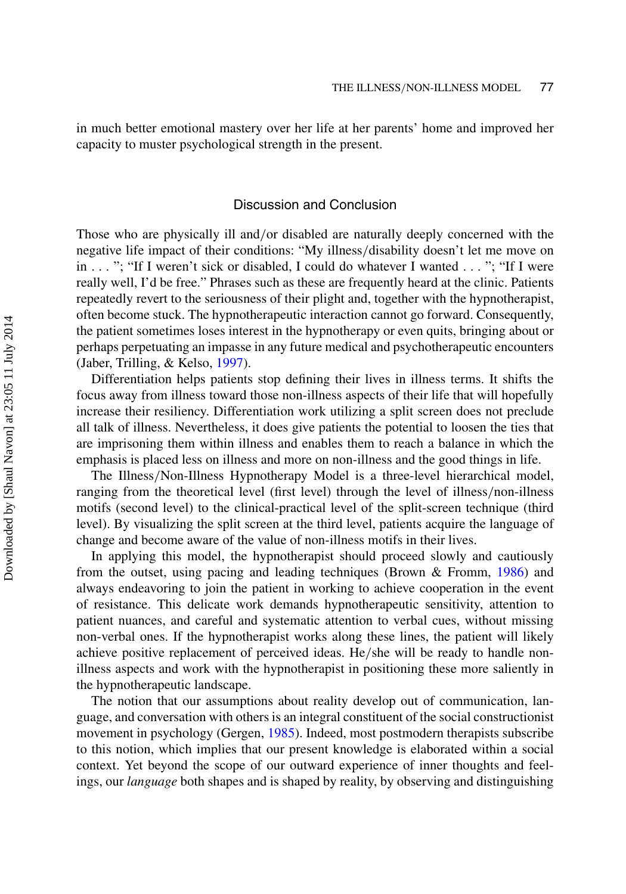in much better emotional mastery over her life at her parents' home and improved her capacity to muster psychological strength in the present.

## Discussion and Conclusion

Those who are physically ill and/or disabled are naturally deeply concerned with the negative life impact of their conditions: "My illness/disability doesn't let me move on in . . . "; "If I weren't sick or disabled, I could do whatever I wanted . . . "; "If I were really well, I'd be free." Phrases such as these are frequently heard at the clinic. Patients repeatedly revert to the seriousness of their plight and, together with the hypnotherapist, often become stuck. The hypnotherapeutic interaction cannot go forward. Consequently, the patient sometimes loses interest in the hypnotherapy or even quits, bringing about or perhaps perpetuating an impasse in any future medical and psychotherapeutic encounters (Jaber, Trilling, & Kelso, 1997).

Differentiation helps patients stop defining their lives in illness terms. It shifts the focus away from illness toward those non-illness aspects of their life that will hopefully increase their resiliency. Differentiation work utilizing a split screen does not preclude all talk of illness. Nevertheless, it does give patients the potential to loosen the ties that are imprisoning them within illness and enables them to reach a balance in which the emphasis is placed less on illness and more on non-illness and the good things in life.

The Illness/Non-Illness Hypnotherapy Model is a three-level hierarchical model, ranging from the theoretical level (first level) through the level of illness/non-illness motifs (second level) to the clinical-practical level of the split-screen technique (third level). By visualizing the split screen at the third level, patients acquire the language of change and become aware of the value of non-illness motifs in their lives.

In applying this model, the hypnotherapist should proceed slowly and cautiously from the outset, using pacing and leading techniques (Brown & Fromm, 1986) and always endeavoring to join the patient in working to achieve cooperation in the event of resistance. This delicate work demands hypnotherapeutic sensitivity, attention to patient nuances, and careful and systematic attention to verbal cues, without missing non-verbal ones. If the hypnotherapist works along these lines, the patient will likely achieve positive replacement of perceived ideas. He/she will be ready to handle non-illness aspects and work with the hypnotherapist in positioning these more saliently in the hypnotherapeutic landscape.

The notion that our assumptions about reality develop out of communication, language, and conversation with others is an integral constituent of the social constructionist movement in psychology (Gergen, 1985). Indeed, most postmodern therapists subscribe to this notion, which implies that our present knowledge is elaborated within a social context. Yet beyond the scope of our outward experience of inner thoughts and feelings, our *language* both shapes and is shaped by reality, by observing and distinguishing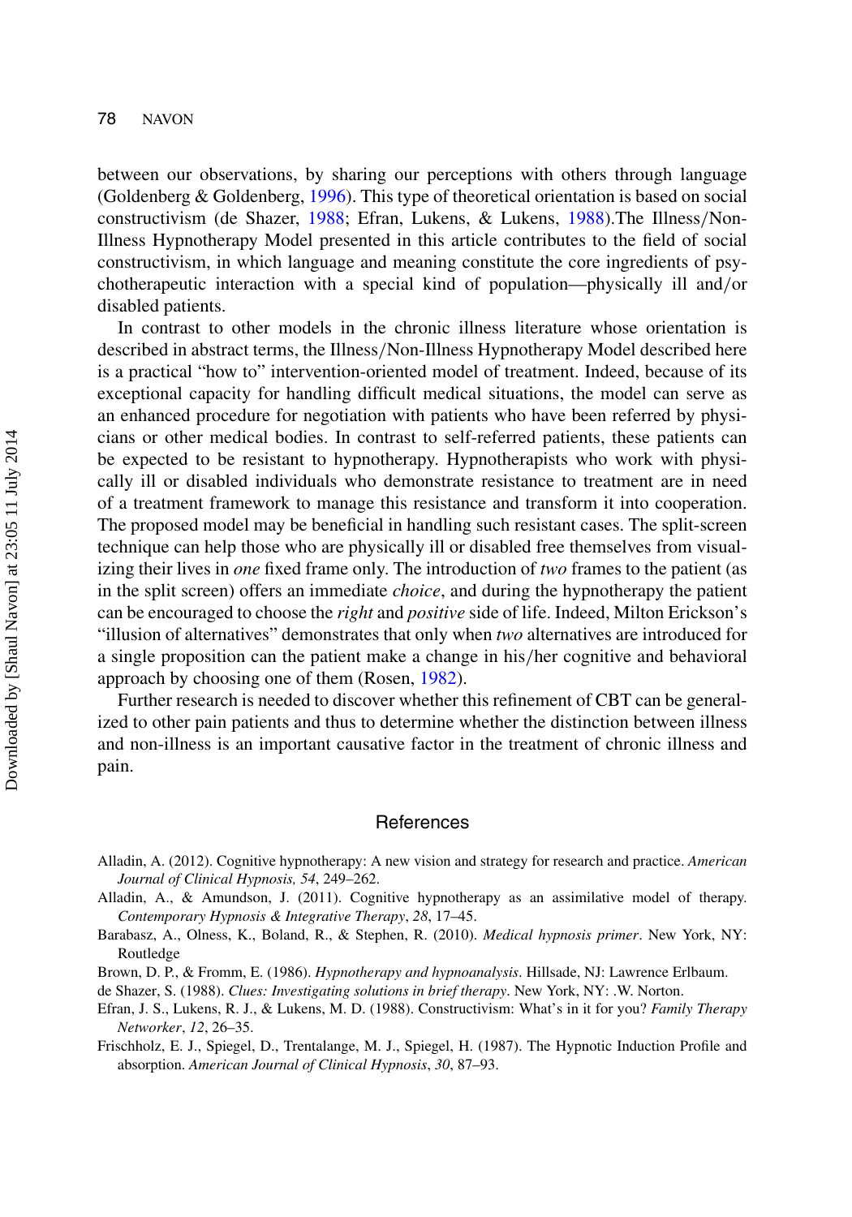between our observations, by sharing our perceptions with others through language (Goldenberg & Goldenberg, 1996). This type of theoretical orientation is based on social constructivism (de Shazer, 1988; Efran, Lukens, & Lukens, 1988).The Illness/Non-Illness Hypnotherapy Model presented in this article contributes to the field of social constructivism, in which language and meaning constitute the core ingredients of psychotherapeutic interaction with a special kind of population—physically ill and/or disabled patients.

In contrast to other models in the chronic illness literature whose orientation is described in abstract terms, the Illness/Non-Illness Hypnotherapy Model described here is a practical "how to" intervention-oriented model of treatment. Indeed, because of its exceptional capacity for handling difficult medical situations, the model can serve as an enhanced procedure for negotiation with patients who have been referred by physicians or other medical bodies. In contrast to self-referred patients, these patients can be expected to be resistant to hypnotherapy. Hypnotherapists who work with physically ill or disabled individuals who demonstrate resistance to treatment are in need of a treatment framework to manage this resistance and transform it into cooperation. The proposed model may be beneficial in handling such resistant cases. The split-screen technique can help those who are physically ill or disabled free themselves from visualizing their lives in *one* fixed frame only. The introduction of *two* frames to the patient (as in the split screen) offers an immediate *choice*, and during the hypnotherapy the patient can be encouraged to choose the *right* and *positive* side of life. Indeed, Milton Erickson's "illusion of alternatives" demonstrates that only when *two* alternatives are introduced for a single proposition can the patient make a change in his/her cognitive and behavioral approach by choosing one of them (Rosen, 1982).

Further research is needed to discover whether this refinement of CBT can be generalized to other pain patients and thus to determine whether the distinction between illness and non-illness is an important causative factor in the treatment of chronic illness and pain.

## References

Alladin, A. (2012). Cognitive hypnotherapy: A new vision and strategy for research and practice. *American Journal of Clinical Hypnosis, 54*, 249–262.

Alladin, A., & Amundson, J. (2011). Cognitive hypnotherapy as an assimilative model of therapy. *Contemporary Hypnosis & Integrative Therapy*, *28*, 17–45.

Barabasz, A., Olness, K., Boland, R., & Stephen, R. (2010). *Medical hypnosis primer*. New York, NY: Routledge

Brown, D. P., & Fromm, E. (1986). *Hypnotherapy and hypnoanalysis*. Hillsade, NJ: Lawrence Erlbaum.

de Shazer, S. (1988). *Clues: Investigating solutions in brief therapy*. New York, NY: .W. Norton.

Efran, J. S., Lukens, R. J., & Lukens, M. D. (1988). Constructivism: What's in it for you? *Family Therapy Networker*, *12*, 26–35.

Frischholz, E. J., Spiegel, D., Trentalange, M. J., Spiegel, H. (1987). The Hypnotic Induction Profile and absorption. *American Journal of Clinical Hypnosis*, *30*, 87–93.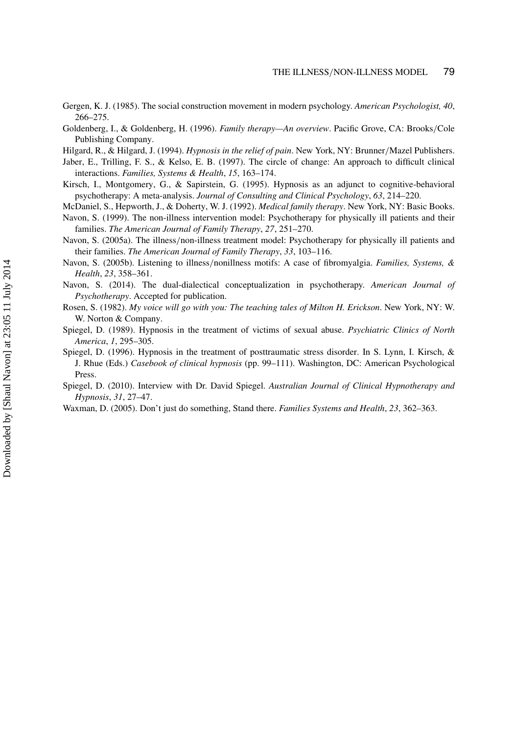Gergen, K. J. (1985). The social construction movement in modern psychology. *American Psychologist, 40*, 266–275.

Goldenberg, I., & Goldenberg, H. (1996). *Family therapy—An overview*. Pacific Grove, CA: Brooks/Cole Publishing Company.

Hilgard, R., & Hilgard, J. (1994). *Hypnosis in the relief of pain*. New York, NY: Brunner/Mazel Publishers.

Jaber, E., Trilling, F. S., & Kelso, E. B. (1997). The circle of change: An approach to difficult clinical interactions. *Families, Systems & Health*, *15*, 163–174.

Kirsch, I., Montgomery, G., & Sapirstein, G. (1995). Hypnosis as an adjunct to cognitive-behavioral psychotherapy: A meta-analysis. *Journal of Consulting and Clinical Psychology*, *63*, 214–220.

McDaniel, S., Hepworth, J., & Doherty, W. J. (1992). *Medical family therapy*. New York, NY: Basic Books.

Navon, S. (1999). The non-illness intervention model: Psychotherapy for physically ill patients and their families. *The American Journal of Family Therapy*, *27*, 251–270.

Navon, S. (2005a). The illness/non-illness treatment model: Psychotherapy for physically ill patients and their families. *The American Journal of Family Therapy*, *33*, 103–116.

Navon, S. (2005b). Listening to illness/nonillness motifs: A case of fibromyalgia. *Families, Systems, & Health*, *23*, 358–361.

Navon, S. (2014). The dual-dialectical conceptualization in psychotherapy. *American Journal of Psychotherapy*. Accepted for publication.

Rosen, S. (1982). *My voice will go with you: The teaching tales of Milton H. Erickson*. New York, NY: W. W. Norton & Company.

Spiegel, D. (1989). Hypnosis in the treatment of victims of sexual abuse. *Psychiatric Clinics of North America*, *1*, 295–305.

Spiegel, D. (1996). Hypnosis in the treatment of posttraumatic stress disorder. In S. Lynn, I. Kirsch, & J. Rhue (Eds.) *Casebook of clinical hypnosis* (pp. 99–111). Washington, DC: American Psychological Press.

Spiegel, D. (2010). Interview with Dr. David Spiegel. *Australian Journal of Clinical Hypnotherapy and Hypnosis*, *31*, 27–47.

Waxman, D. (2005). Don't just do something, Stand there. *Families Systems and Health*, *23*, 362–363.